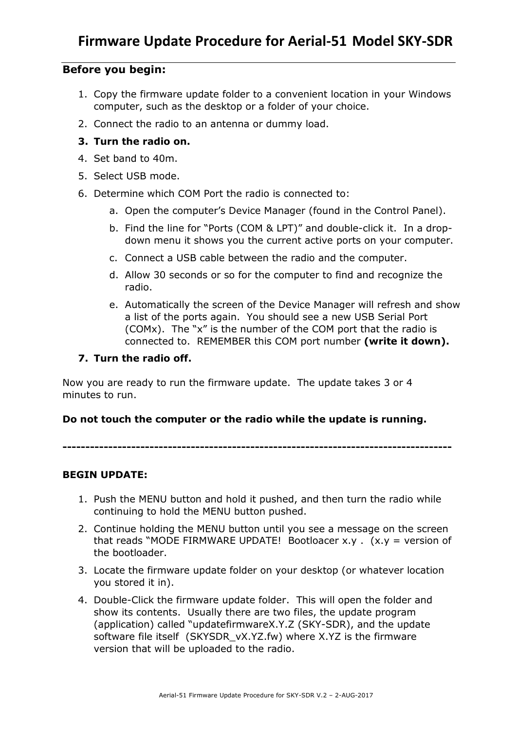# Firmware Update Procedure for Aerial-51 Model SKY-SDR

**Before you begin:**

1. Copy the firmware update folder to a convenient location in your Windows computer, such as the desktop or a folder of your choice.
2. Connect the radio to an antenna or dummy load.
3. **Turn the radio on.**
4. Set band to 40m.
5. Select USB mode.
6. Determine which COM Port the radio is connected to:
    a. Open the computer's Device Manager (found in the Control Panel).
    b. Find the line for "Ports (COM & LPT)" and double-click it. In a drop-down menu it shows you the current active ports on your computer.
    c. Connect a USB cable between the radio and the computer.
    d. Allow 30 seconds or so for the computer to find and recognize the radio.
    e. Automatically the screen of the Device Manager will refresh and show a list of the ports again. You should see a new USB Serial Port (COMx). The "x" is the number of the COM port that the radio is connected to. REMEMBER this COM port number **(write it down).**
7. **Turn the radio off.**

Now you are ready to run the firmware update. The update takes 3 or 4 minutes to run.

**Do not touch the computer or the radio while the update is running.**

**-----------------------------------------------------------------------------------**

**BEGIN UPDATE:**

1. Push the MENU button and hold it pushed, and then turn the radio while continuing to hold the MENU button pushed.
2. Continue holding the MENU button until you see a message on the screen that reads "MODE FIRMWARE UPDATE! Bootloacer x.y . (x.y = version of the bootloader.
3. Locate the firmware update folder on your desktop (or whatever location you stored it in).
4. Double-Click the firmware update folder. This will open the folder and show its contents. Usually there are two files, the update program (application) called "updatefirmwareX.Y.Z (SKY-SDR), and the update software file itself (SKYSDR_vX.YZ.fw) where X.YZ is the firmware version that will be uploaded to the radio.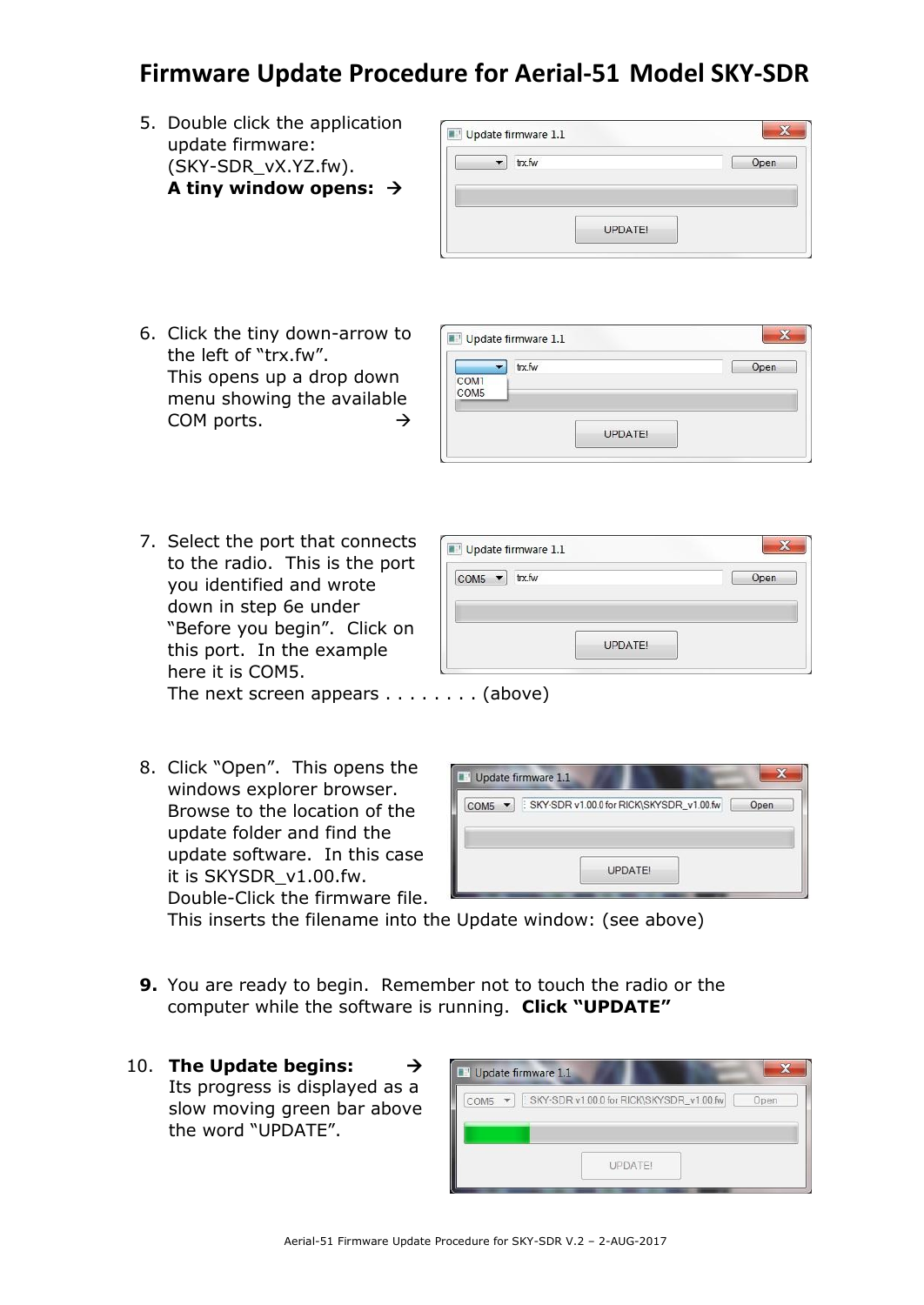# Firmware Update Procedure for Aerial-51 Model SKY-SDR

5. Double click the application update firmware: (SKY-SDR_vX.YZ.fw).
   **A tiny window opens: →**

6. Click the tiny down-arrow to the left of "trx.fw".
   This opens up a drop down menu showing the available COM ports. →

7. Select the port that connects to the radio. This is the port you identified and wrote down in step 6e under "Before you begin". Click on this port. In the example here it is COM5.
   The next screen appears . . . . . . . . (above)

8. Click "Open". This opens the windows explorer browser. Browse to the location of the update folder and find the update software. In this case it is SKYSDR_v1.00.fw. Double-Click the firmware file.
   This inserts the filename into the Update window: (see above)

9. You are ready to begin. Remember not to touch the radio or the computer while the software is running. **Click "UPDATE"**

10. **The Update begins: →**
    Its progress is displayed as a slow moving green bar above the word "UPDATE".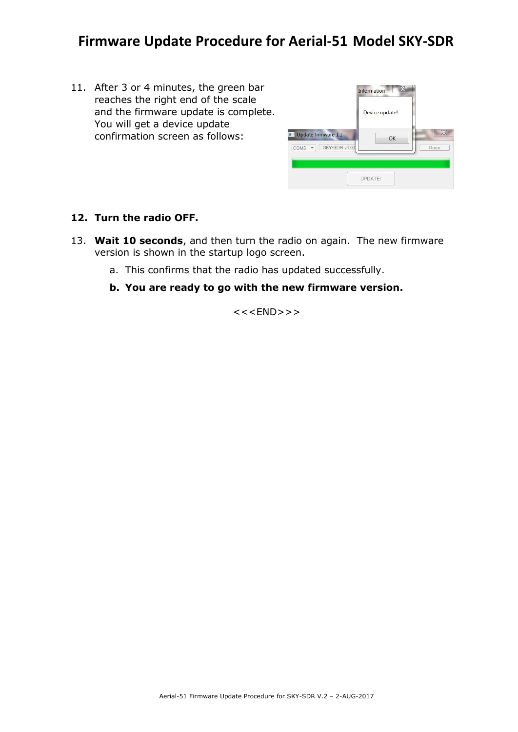# Firmware Update Procedure for Aerial-51 Model SKY-SDR

11. After 3 or 4 minutes, the green bar reaches the right end of the scale and the firmware update is complete. You will get a device update confirmation screen as follows:

12. **Turn the radio OFF.**

13. **Wait 10 seconds**, and then turn the radio on again. The new firmware version is shown in the startup logo screen.

    a. This confirms that the radio has updated successfully.

    **b. You are ready to go with the new firmware version.**

<<<END>>>